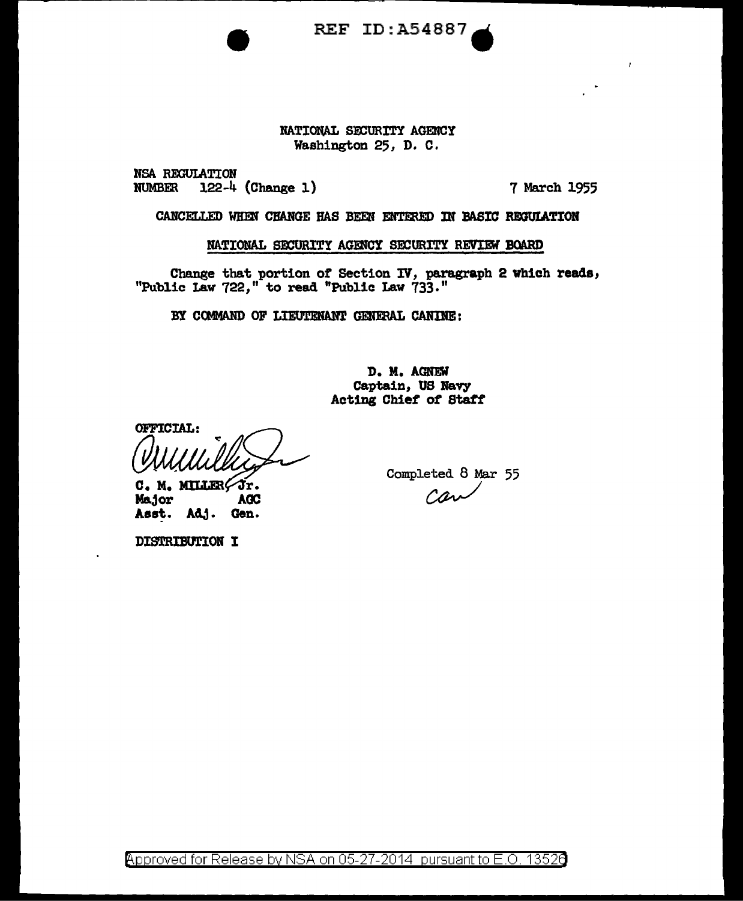REF ID:A54887

NATIONAL SECURITY AGENCY
Washington 25, D. C.

NSA REGULATION
NUMBER 122-4 (Change 1)

7 March 1955

CANCELLED WHEN CHANGE HAS BEEN ENTERED IN BASIC REGULATION

## NATIONAL SECURITY AGENCY SECURITY REVIEW BOARD

Change that portion of Section IV, paragraph 2 which reads, "Public Law 722," to read "Public Law 733."

BY COMMAND OF LIEUTENANT GENERAL CANINE:

D. M. AGNEW
Captain, US Navy
Acting Chief of Staff

OFFICIAL:

C. M. MILLER, Jr.
Major AGC
Asst. Adj. Gen.

Completed 8 Mar 55
CAW

DISTRIBUTION I

Approved for Release by NSA on 05-27-2014 pursuant to E.O. 13526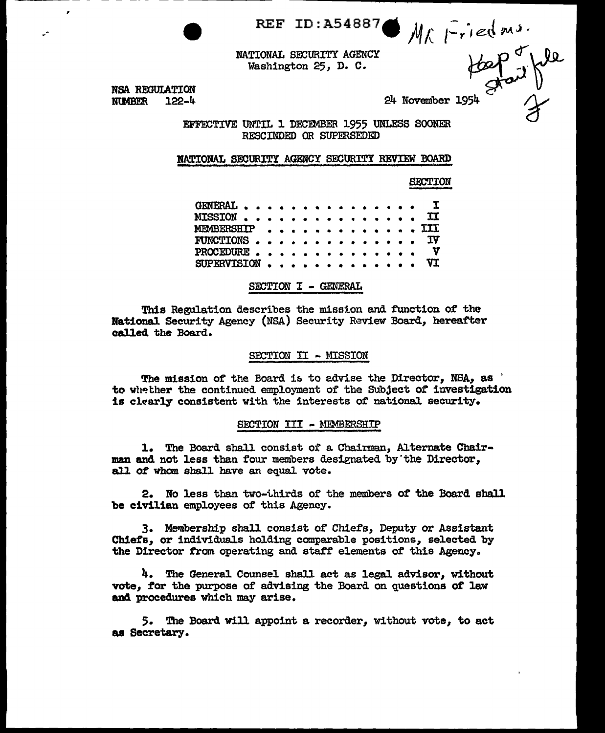REF ID:A54887 Mr Friedman. Keep & Staff file F

NATIONAL SECURITY AGENCY
Washington 25, D. C.

NSA REGULATION
NUMBER 122-4

24 November 1954

EFFECTIVE UNTIL 1 DECEMBER 1955 UNLESS SOONER RESCINDED OR SUPERSEDED

## NATIONAL SECURITY AGENCY SECURITY REVIEW BOARD

| | SECTION |
|---|---|
| GENERAL . . . . . . . . . . . . . . . . | I |
| MISSION . . . . . . . . . . . . . . . . | II |
| MEMBERSHIP . . . . . . . . . . . . . . | III |
| FUNCTIONS . . . . . . . . . . . . . . . | IV |
| PROCEDURE . . . . . . . . . . . . . . . | V |
| SUPERVISION . . . . . . . . . . . . . . | VI |

### SECTION I - GENERAL

This Regulation describes the mission and function of the National Security Agency (NSA) Security Review Board, hereafter called the Board.

### SECTION II - MISSION

The mission of the Board is to advise the Director, NSA, as to whether the continued employment of the Subject of investigation is clearly consistent with the interests of national security.

### SECTION III - MEMBERSHIP

1. The Board shall consist of a Chairman, Alternate Chairman and not less than four members designated by the Director, all of whom shall have an equal vote.

2. No less than two-thirds of the members of the Board shall be civilian employees of this Agency.

3. Membership shall consist of Chiefs, Deputy or Assistant Chiefs, or individuals holding comparable positions, selected by the Director from operating and staff elements of this Agency.

4. The General Counsel shall act as legal advisor, without vote, for the purpose of advising the Board on questions of law and procedures which may arise.

5. The Board will appoint a recorder, without vote, to act as Secretary.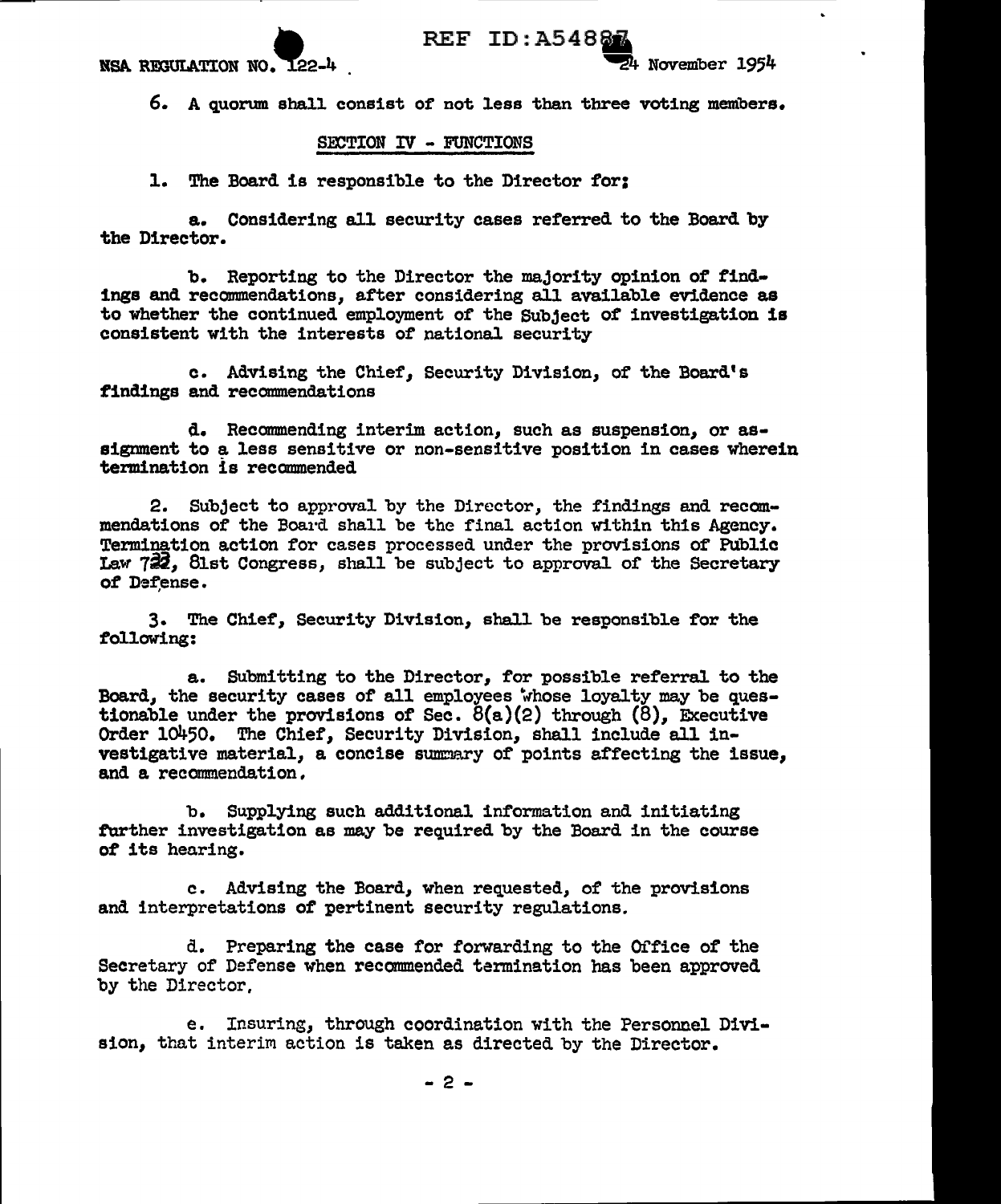6. A quorum shall consist of not less than three voting members.

## SECTION IV - FUNCTIONS

1. The Board is responsible to the Director for:

a. Considering all security cases referred to the Board by the Director.

b. Reporting to the Director the majority opinion of findings and recommendations, after considering all available evidence as to whether the continued employment of the Subject of investigation is consistent with the interests of national security

c. Advising the Chief, Security Division, of the Board's findings and recommendations

d. Recommending interim action, such as suspension, or assignment to a less sensitive or non-sensitive position in cases wherein termination is recommended

2. Subject to approval by the Director, the findings and recommendations of the Board shall be the final action within this Agency. Termination action for cases processed under the provisions of Public Law 733, 81st Congress, shall be subject to approval of the Secretary of Defense.

3. The Chief, Security Division, shall be responsible for the following:

a. Submitting to the Director, for possible referral to the Board, the security cases of all employees whose loyalty may be questionable under the provisions of Sec. 8(a)(2) through (8), Executive Order 10450. The Chief, Security Division, shall include all investigative material, a concise summary of points affecting the issue, and a recommendation.

b. Supplying such additional information and initiating further investigation as may be required by the Board in the course of its hearing.

c. Advising the Board, when requested, of the provisions and interpretations of pertinent security regulations.

d. Preparing the case for forwarding to the Office of the Secretary of Defense when recommended termination has been approved by the Director.

e. Insuring, through coordination with the Personnel Division, that interim action is taken as directed by the Director.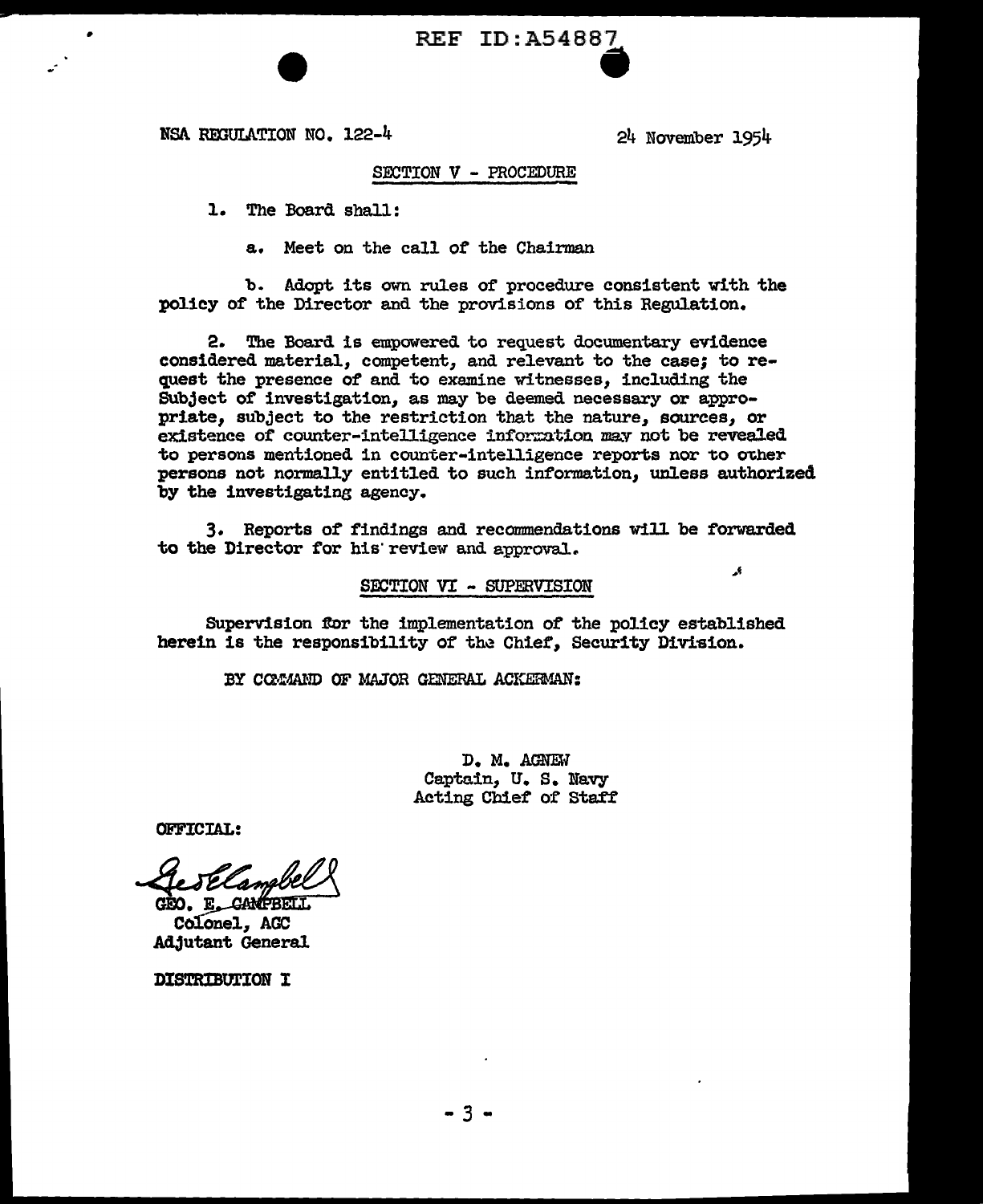REF ID:A54887

NSA REGULATION NO. 122-4 24 November 1954

## SECTION V - PROCEDURE

1. The Board shall:

   a. Meet on the call of the Chairman

   b. Adopt its own rules of procedure consistent with the policy of the Director and the provisions of this Regulation.

2. The Board is empowered to request documentary evidence considered material, competent, and relevant to the case; to request the presence of and to examine witnesses, including the Subject of investigation, as may be deemed necessary or appropriate, subject to the restriction that the nature, sources, or existence of counter-intelligence information may not be revealed to persons mentioned in counter-intelligence reports nor to other persons not normally entitled to such information, unless authorized by the investigating agency.

3. Reports of findings and recommendations will be forwarded to the Director for his review and approval.

## SECTION VI - SUPERVISION

Supervision for the implementation of the policy established herein is the responsibility of the Chief, Security Division.

BY COMMAND OF MAJOR GENERAL ACKERMAN:

D. M. AGNEW
Captain, U. S. Navy
Acting Chief of Staff

OFFICIAL:

GEO. E. CAMPBELL
Colonel, AGC
Adjutant General

DISTRIBUTION I